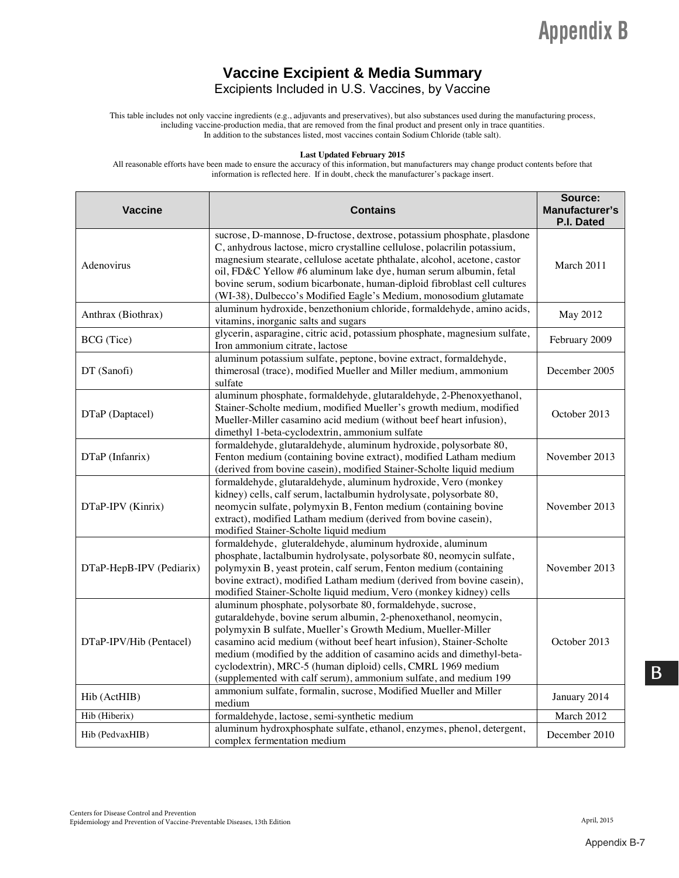# Appendix B

## Vaccine Excipient & Media Summary

### Excipients Included in U.S. Vaccines, by Vaccine

This table includes not only vaccine ingredients (e.g., adjuvants and preservatives), but also substances used during the manufacturing process, including vaccine-production media, that are removed from the final product and present only in trace quantities.
In addition to the substances listed, most vaccines contain Sodium Chloride (table salt).

**Last Updated February 2015**

All reasonable efforts have been made to ensure the accuracy of this information, but manufacturers may change product contents before that information is reflected here. If in doubt, check the manufacturer's package insert.

| Vaccine | Contains | Source: Manufacturer's P.I. Dated |
|---|---|---|
| Adenovirus | sucrose, D-mannose, D-fructose, dextrose, potassium phosphate, plasdone C, anhydrous lactose, micro crystalline cellulose, polacrilin potassium, magnesium stearate, cellulose acetate phthalate, alcohol, acetone, castor oil, FD&C Yellow #6 aluminum lake dye, human serum albumin, fetal bovine serum, sodium bicarbonate, human-diploid fibroblast cell cultures (WI-38), Dulbecco's Modified Eagle's Medium, monosodium glutamate | March 2011 |
| Anthrax (Biothrax) | aluminum hydroxide, benzethonium chloride, formaldehyde, amino acids, vitamins, inorganic salts and sugars | May 2012 |
| BCG (Tice) | glycerin, asparagine, citric acid, potassium phosphate, magnesium sulfate, Iron ammonium citrate, lactose | February 2009 |
| DT (Sanofi) | aluminum potassium sulfate, peptone, bovine extract, formaldehyde, thimerosal (trace), modified Mueller and Miller medium, ammonium sulfate | December 2005 |
| DTaP (Daptacel) | aluminum phosphate, formaldehyde, glutaraldehyde, 2-Phenoxyethanol, Stainer-Scholte medium, modified Mueller's growth medium, modified Mueller-Miller casamino acid medium (without beef heart infusion), dimethyl 1-beta-cyclodextrin, ammonium sulfate | October 2013 |
| DTaP (Infanrix) | formaldehyde, glutaraldehyde, aluminum hydroxide, polysorbate 80, Fenton medium (containing bovine extract), modified Latham medium (derived from bovine casein), modified Stainer-Scholte liquid medium | November 2013 |
| DTaP-IPV (Kinrix) | formaldehyde, glutaraldehyde, aluminum hydroxide, Vero (monkey kidney) cells, calf serum, lactalbumin hydrolysate, polysorbate 80, neomycin sulfate, polymyxin B, Fenton medium (containing bovine extract), modified Latham medium (derived from bovine casein), modified Stainer-Scholte liquid medium | November 2013 |
| DTaP-HepB-IPV (Pediarix) | formaldehyde, gluteraldehyde, aluminum hydroxide, aluminum phosphate, lactalbumin hydrolysate, polysorbate 80, neomycin sulfate, polymyxin B, yeast protein, calf serum, Fenton medium (containing bovine extract), modified Latham medium (derived from bovine casein), modified Stainer-Scholte liquid medium, Vero (monkey kidney) cells | November 2013 |
| DTaP-IPV/Hib (Pentacel) | aluminum phosphate, polysorbate 80, formaldehyde, sucrose, gutaraldehyde, bovine serum albumin, 2-phenoxethanol, neomycin, polymyxin B sulfate, Mueller's Growth Medium, Mueller-Miller casamino acid medium (without beef heart infusion), Stainer-Scholte medium (modified by the addition of casamino acids and dimethyl-beta-cyclodextrin), MRC-5 (human diploid) cells, CMRL 1969 medium (supplemented with calf serum), ammonium sulfate, and medium 199 | October 2013 |
| Hib (ActHIB) | ammonium sulfate, formalin, sucrose, Modified Mueller and Miller medium | January 2014 |
| Hib (Hiberix) | formaldehyde, lactose, semi-synthetic medium | March 2012 |
| Hib (PedvaxHIB) | aluminum hydroxphosphate sulfate, ethanol, enzymes, phenol, detergent, complex fermentation medium | December 2010 |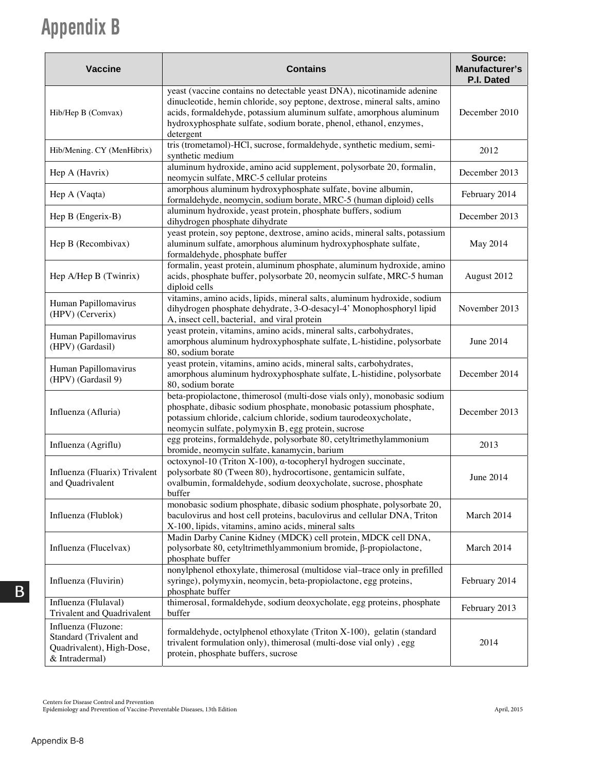# Appendix B

| Vaccine | Contains | Source: Manufacturer's P.I. Dated |
|---|---|---|
| Hib/Hep B (Comvax) | yeast (vaccine contains no detectable yeast DNA), nicotinamide adenine dinucleotide, hemin chloride, soy peptone, dextrose, mineral salts, amino acids, formaldehyde, potassium aluminum sulfate, amorphous aluminum hydroxyphosphate sulfate, sodium borate, phenol, ethanol, enzymes, detergent | December 2010 |
| Hib/Mening. CY (MenHibrix) | tris (trometamol)-HCl, sucrose, formaldehyde, synthetic medium, semi-synthetic medium | 2012 |
| Hep A (Havrix) | aluminum hydroxide, amino acid supplement, polysorbate 20, formalin, neomycin sulfate, MRC-5 cellular proteins | December 2013 |
| Hep A (Vaqta) | amorphous aluminum hydroxyphosphate sulfate, bovine albumin, formaldehyde, neomycin, sodium borate, MRC-5 (human diploid) cells | February 2014 |
| Hep B (Engerix-B) | aluminum hydroxide, yeast protein, phosphate buffers, sodium dihydrogen phosphate dihydrate | December 2013 |
| Hep B (Recombivax) | yeast protein, soy peptone, dextrose, amino acids, mineral salts, potassium aluminum sulfate, amorphous aluminum hydroxyphosphate sulfate, formaldehyde, phosphate buffer | May 2014 |
| Hep A/Hep B (Twinrix) | formalin, yeast protein, aluminum phosphate, aluminum hydroxide, amino acids, phosphate buffer, polysorbate 20, neomycin sulfate, MRC-5 human diploid cells | August 2012 |
| Human Papillomavirus (HPV) (Cerverix) | vitamins, amino acids, lipids, mineral salts, aluminum hydroxide, sodium dihydrogen phosphate dehydrate, 3-O-desacyl-4' Monophosphoryl lipid A, insect cell, bacterial, and viral protein | November 2013 |
| Human Papillomavirus (HPV) (Gardasil) | yeast protein, vitamins, amino acids, mineral salts, carbohydrates, amorphous aluminum hydroxyphosphate sulfate, L-histidine, polysorbate 80, sodium borate | June 2014 |
| Human Papillomavirus (HPV) (Gardasil 9) | yeast protein, vitamins, amino acids, mineral salts, carbohydrates, amorphous aluminum hydroxyphosphate sulfate, L-histidine, polysorbate 80, sodium borate | December 2014 |
| Influenza (Afluria) | beta-propiolactone, thimerosol (multi-dose vials only), monobasic sodium phosphate, dibasic sodium phosphate, monobasic potassium phosphate, potassium chloride, calcium chloride, sodium taurodeoxycholate, neomycin sulfate, polymyxin B, egg protein, sucrose | December 2013 |
| Influenza (Agriflu) | egg proteins, formaldehyde, polysorbate 80, cetyltrimethylammonium bromide, neomycin sulfate, kanamycin, barium | 2013 |
| Influenza (Fluarix) Trivalent and Quadrivalent | octoxynol-10 (Triton X-100), α-tocopheryl hydrogen succinate, polysorbate 80 (Tween 80), hydrocortisone, gentamicin sulfate, ovalbumin, formaldehyde, sodium deoxycholate, sucrose, phosphate buffer | June 2014 |
| Influenza (Flublok) | monobasic sodium phosphate, dibasic sodium phosphate, polysorbate 20, baculovirus and host cell proteins, baculovirus and cellular DNA, Triton X-100, lipids, vitamins, amino acids, mineral salts | March 2014 |
| Influenza (Flucelvax) | Madin Darby Canine Kidney (MDCK) cell protein, MDCK cell DNA, polysorbate 80, cetyltrimethlyammonium bromide, β-propiolactone, phosphate buffer | March 2014 |
| Influenza (Fluvirin) | nonylphenol ethoxylate, thimerosal (multidose vial–trace only in prefilled syringe), polymyxin, neomycin, beta-propiolactone, egg proteins, phosphate buffer | February 2014 |
| Influenza (Flulaval) Trivalent and Quadrivalent | thimerosal, formaldehyde, sodium deoxycholate, egg proteins, phosphate buffer | February 2013 |
| Influenza (Fluzone: Standard (Trivalent and Quadrivalent), High-Dose, & Intradermal) | formaldehyde, octylphenol ethoxylate (Triton X-100), gelatin (standard trivalent formulation only), thimerosal (multi-dose vial only) , egg protein, phosphate buffers, sucrose | 2014 |

Centers for Disease Control and Prevention
Epidemiology and Prevention of Vaccine-Preventable Diseases, 13th Edition

April, 2015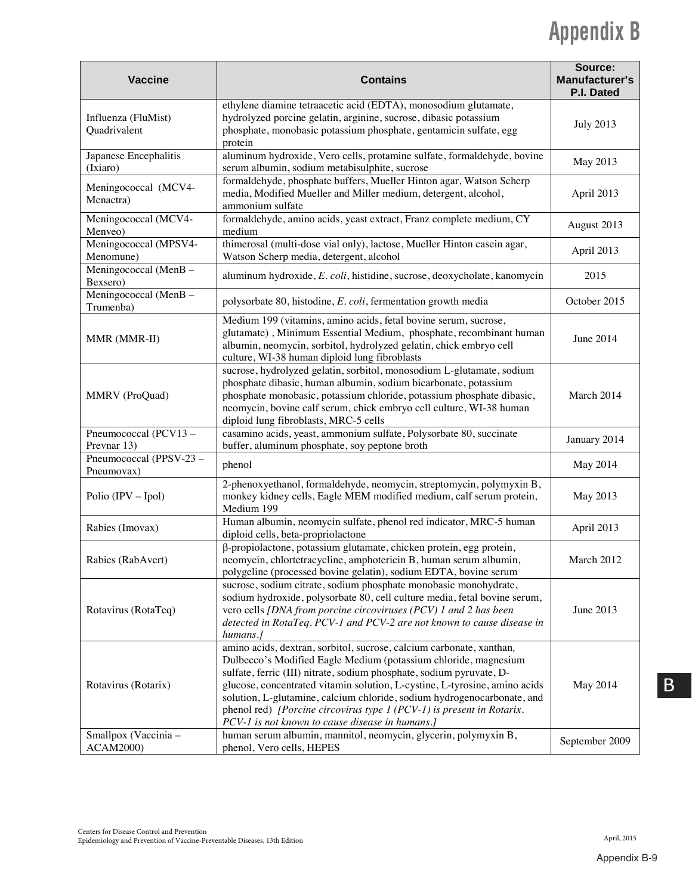# Appendix B

| Vaccine | Contains | Source: Manufacturer's P.I. Dated |
|---|---|---|
| Influenza (FluMist) Quadrivalent | ethylene diamine tetraacetic acid (EDTA), monosodium glutamate, hydrolyzed porcine gelatin, arginine, sucrose, dibasic potassium phosphate, monobasic potassium phosphate, gentamicin sulfate, egg protein | July 2013 |
| Japanese Encephalitis (Ixiaro) | aluminum hydroxide, Vero cells, protamine sulfate, formaldehyde, bovine serum albumin, sodium metabisulphite, sucrose | May 2013 |
| Meningococcal (MCV4-Menactra) | formaldehyde, phosphate buffers, Mueller Hinton agar, Watson Scherp media, Modified Mueller and Miller medium, detergent, alcohol, ammonium sulfate | April 2013 |
| Meningococcal (MCV4-Menveo) | formaldehyde, amino acids, yeast extract, Franz complete medium, CY medium | August 2013 |
| Meningococcal (MPSV4-Menomune) | thimerosal (multi-dose vial only), lactose, Mueller Hinton casein agar, Watson Scherp media, detergent, alcohol | April 2013 |
| Meningococcal (MenB – Bexsero) | aluminum hydroxide, *E. coli*, histidine, sucrose, deoxycholate, kanomycin | 2015 |
| Meningococcal (MenB – Trumenba) | polysorbate 80, histodine, *E. coli*, fermentation growth media | October 2015 |
| MMR (MMR-II) | Medium 199 (vitamins, amino acids, fetal bovine serum, sucrose, glutamate), Minimum Essential Medium, phosphate, recombinant human albumin, neomycin, sorbitol, hydrolyzed gelatin, chick embryo cell culture, WI-38 human diploid lung fibroblasts | June 2014 |
| MMRV (ProQuad) | sucrose, hydrolyzed gelatin, sorbitol, monosodium L-glutamate, sodium phosphate dibasic, human albumin, sodium bicarbonate, potassium phosphate monobasic, potassium chloride, potassium phosphate dibasic, neomycin, bovine calf serum, chick embryo cell culture, WI-38 human diploid lung fibroblasts, MRC-5 cells | March 2014 |
| Pneumococcal (PCV13 – Prevnar 13) | casamino acids, yeast, ammonium sulfate, Polysorbate 80, succinate buffer, aluminum phosphate, soy peptone broth | January 2014 |
| Pneumococcal (PPSV-23 – Pneumovax) | phenol | May 2014 |
| Polio (IPV – Ipol) | 2-phenoxyethanol, formaldehyde, neomycin, streptomycin, polymyxin B, monkey kidney cells, Eagle MEM modified medium, calf serum protein, Medium 199 | May 2013 |
| Rabies (Imovax) | Human albumin, neomycin sulfate, phenol red indicator, MRC-5 human diploid cells, beta-propriolactone | April 2013 |
| Rabies (RabAvert) | β-propiolactone, potassium glutamate, chicken protein, egg protein, neomycin, chlortetracycline, amphotericin B, human serum albumin, polygeline (processed bovine gelatin), sodium EDTA, bovine serum | March 2012 |
| Rotavirus (RotaTeq) | sucrose, sodium citrate, sodium phosphate monobasic monohydrate, sodium hydroxide, polysorbate 80, cell culture media, fetal bovine serum, vero cells *[DNA from porcine circoviruses (PCV) 1 and 2 has been detected in RotaTeq. PCV-1 and PCV-2 are not known to cause disease in humans.]* | June 2013 |
| Rotavirus (Rotarix) | amino acids, dextran, sorbitol, sucrose, calcium carbonate, xanthan, Dulbecco's Modified Eagle Medium (potassium chloride, magnesium sulfate, ferric (III) nitrate, sodium phosphate, sodium pyruvate, D-glucose, concentrated vitamin solution, L-cystine, L-tyrosine, amino acids solution, L-glutamine, calcium chloride, sodium hydrogenocarbonate, and phenol red) *[Porcine circovirus type 1 (PCV-1) is present in Rotarix. PCV-1 is not known to cause disease in humans.]* | May 2014 |
| Smallpox (Vaccinia – ACAM2000) | human serum albumin, mannitol, neomycin, glycerin, polymyxin B, phenol, Vero cells, HEPES | September 2009 |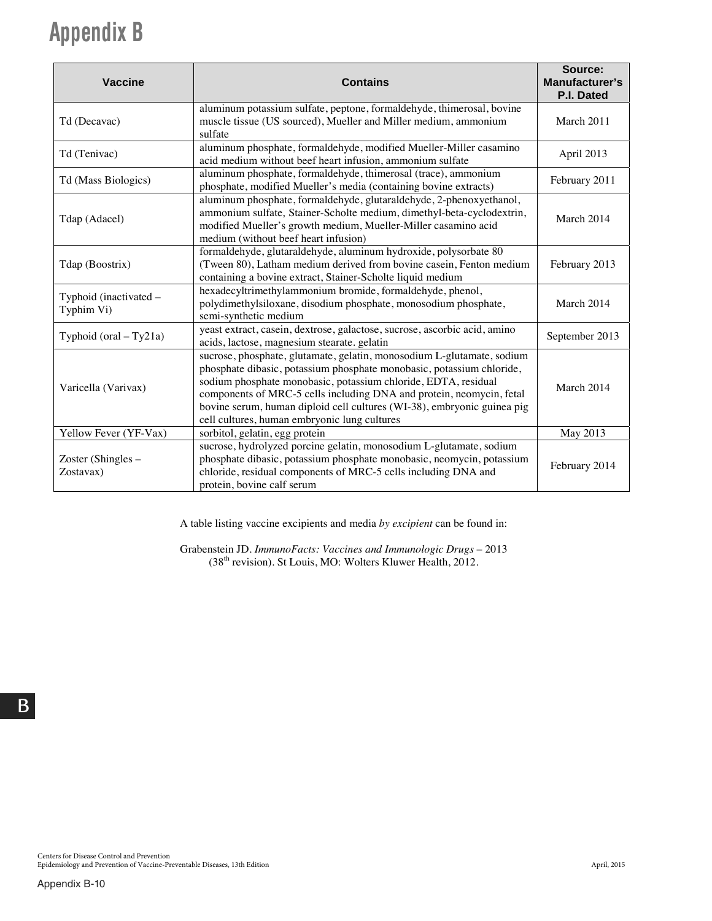# Appendix B

| Vaccine | Contains | Source: Manufacturer's P.I. Dated |
| --- | --- | --- |
| Td (Decavac) | aluminum potassium sulfate, peptone, formaldehyde, thimerosal, bovine muscle tissue (US sourced), Mueller and Miller medium, ammonium sulfate | March 2011 |
| Td (Tenivac) | aluminum phosphate, formaldehyde, modified Mueller-Miller casamino acid medium without beef heart infusion, ammonium sulfate | April 2013 |
| Td (Mass Biologics) | aluminum phosphate, formaldehyde, thimerosal (trace), ammonium phosphate, modified Mueller's media (containing bovine extracts) | February 2011 |
| Tdap (Adacel) | aluminum phosphate, formaldehyde, glutaraldehyde, 2-phenoxyethanol, ammonium sulfate, Stainer-Scholte medium, dimethyl-beta-cyclodextrin, modified Mueller's growth medium, Mueller-Miller casamino acid medium (without beef heart infusion) | March 2014 |
| Tdap (Boostrix) | formaldehyde, glutaraldehyde, aluminum hydroxide, polysorbate 80 (Tween 80), Latham medium derived from bovine casein, Fenton medium containing a bovine extract, Stainer-Scholte liquid medium | February 2013 |
| Typhoid (inactivated – Typhim Vi) | hexadecyltrimethylammonium bromide, formaldehyde, phenol, polydimethylsiloxane, disodium phosphate, monosodium phosphate, semi-synthetic medium | March 2014 |
| Typhoid (oral – Ty21a) | yeast extract, casein, dextrose, galactose, sucrose, ascorbic acid, amino acids, lactose, magnesium stearate. gelatin | September 2013 |
| Varicella (Varivax) | sucrose, phosphate, glutamate, gelatin, monosodium L-glutamate, sodium phosphate dibasic, potassium phosphate monobasic, potassium chloride, sodium phosphate monobasic, potassium chloride, EDTA, residual components of MRC-5 cells including DNA and protein, neomycin, fetal bovine serum, human diploid cell cultures (WI-38), embryonic guinea pig cell cultures, human embryonic lung cultures | March 2014 |
| Yellow Fever (YF-Vax) | sorbitol, gelatin, egg protein | May 2013 |
| Zoster (Shingles – Zostavax) | sucrose, hydrolyzed porcine gelatin, monosodium L-glutamate, sodium phosphate dibasic, potassium phosphate monobasic, neomycin, potassium chloride, residual components of MRC-5 cells including DNA and protein, bovine calf serum | February 2014 |

A table listing vaccine excipients and media *by excipient* can be found in:

Grabenstein JD. *ImmunoFacts: Vaccines and Immunologic Drugs* – 2013 (38th revision). St Louis, MO: Wolters Kluwer Health, 2012.